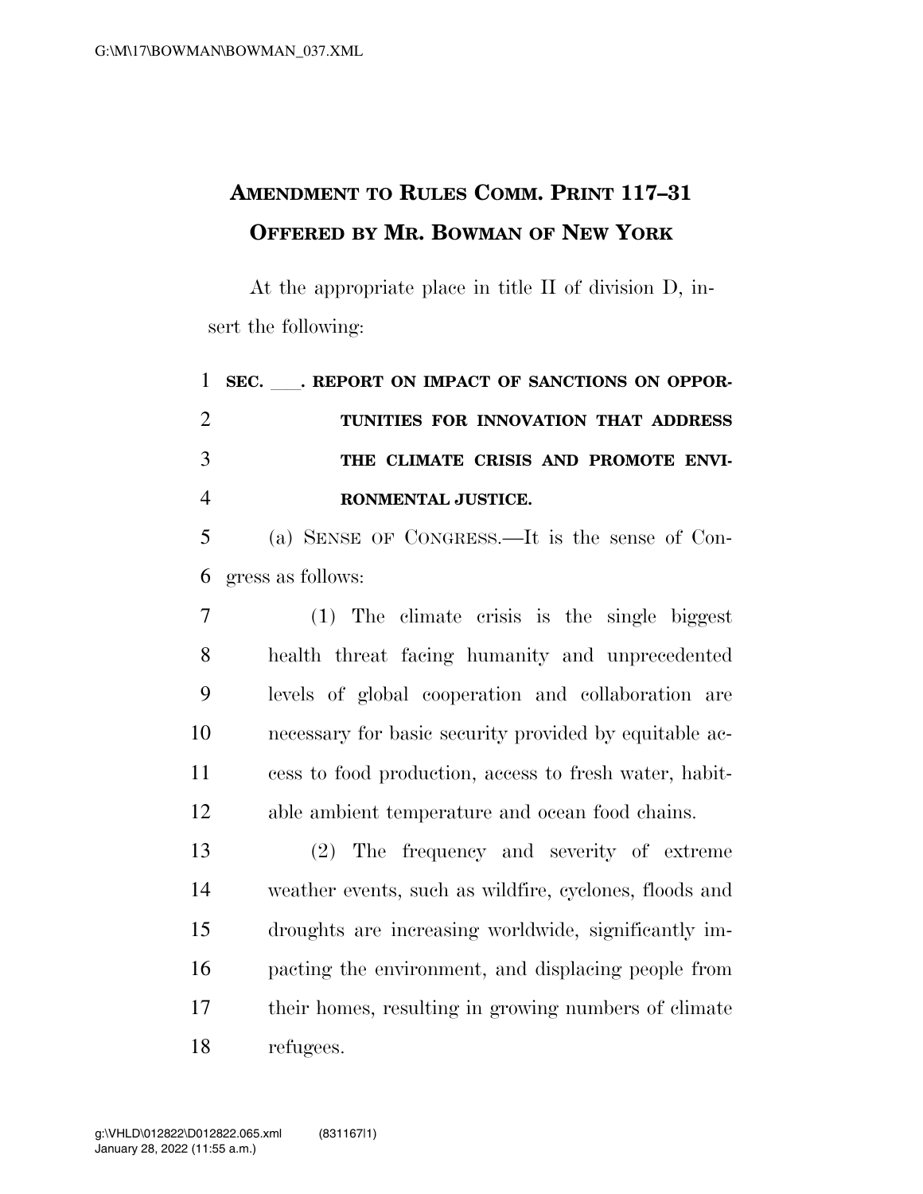# Amendment to Rules Comm. Print 117–31 Offered by Mr. Bowman of New York

At the appropriate place in title II of division D, insert the following:

**SEC. ___. REPORT ON IMPACT OF SANCTIONS ON OPPORTUNITIES FOR INNOVATION THAT ADDRESS THE CLIMATE CRISIS AND PROMOTE ENVIRONMENTAL JUSTICE.**

(a) SENSE OF CONGRESS.—It is the sense of Congress as follows:

(1) The climate crisis is the single biggest health threat facing humanity and unprecedented levels of global cooperation and collaboration are necessary for basic security provided by equitable access to food production, access to fresh water, habitable ambient temperature and ocean food chains.

(2) The frequency and severity of extreme weather events, such as wildfire, cyclones, floods and droughts are increasing worldwide, significantly impacting the environment, and displacing people from their homes, resulting in growing numbers of climate refugees.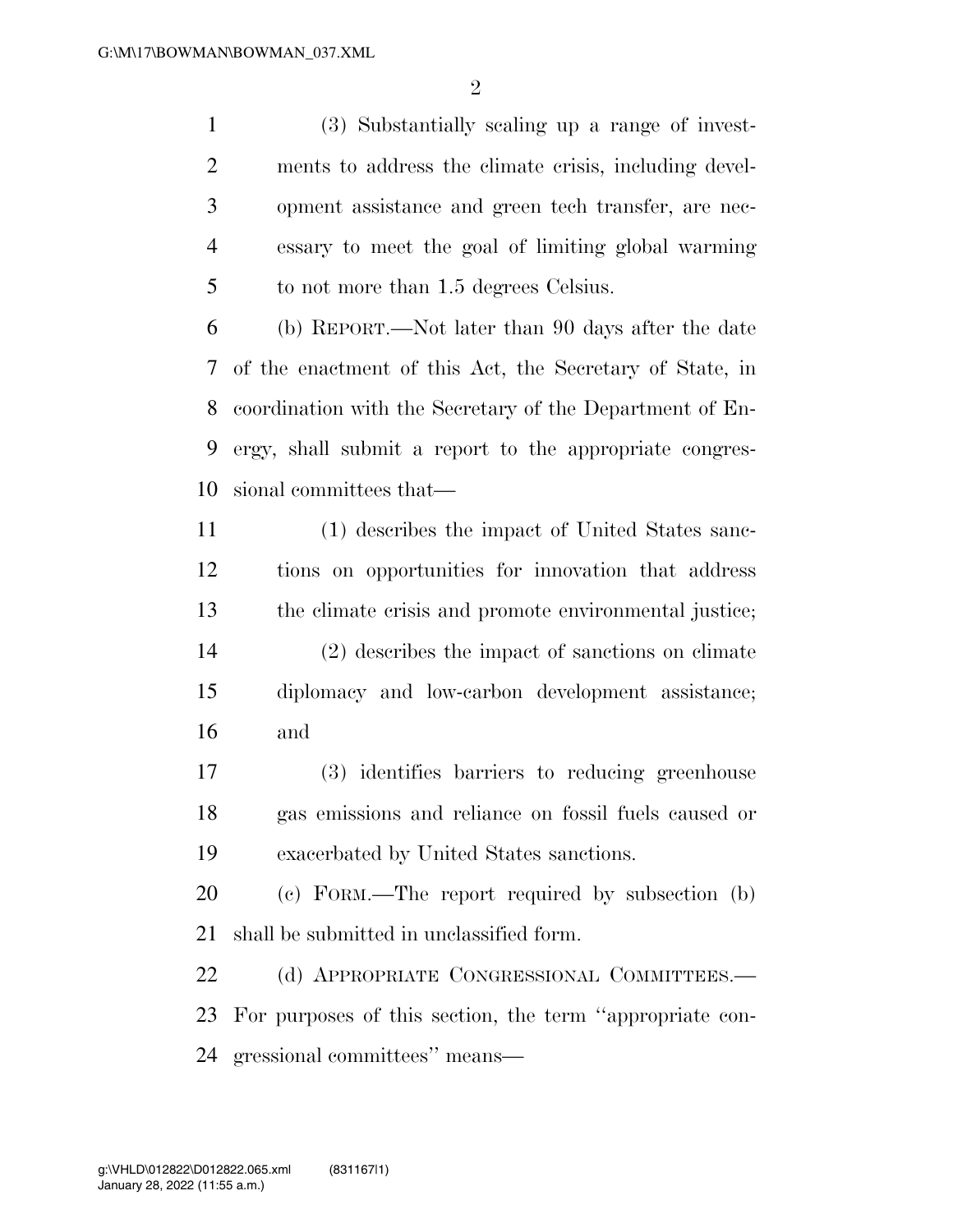(3) Substantially scaling up a range of investments to address the climate crisis, including development assistance and green tech transfer, are necessary to meet the goal of limiting global warming to not more than 1.5 degrees Celsius.

(b) REPORT.—Not later than 90 days after the date of the enactment of this Act, the Secretary of State, in coordination with the Secretary of the Department of Energy, shall submit a report to the appropriate congressional committees that—

(1) describes the impact of United States sanctions on opportunities for innovation that address the climate crisis and promote environmental justice;

(2) describes the impact of sanctions on climate diplomacy and low-carbon development assistance; and

(3) identifies barriers to reducing greenhouse gas emissions and reliance on fossil fuels caused or exacerbated by United States sanctions.

(c) FORM.—The report required by subsection (b) shall be submitted in unclassified form.

(d) APPROPRIATE CONGRESSIONAL COMMITTEES.—For purposes of this section, the term ''appropriate congressional committees'' means—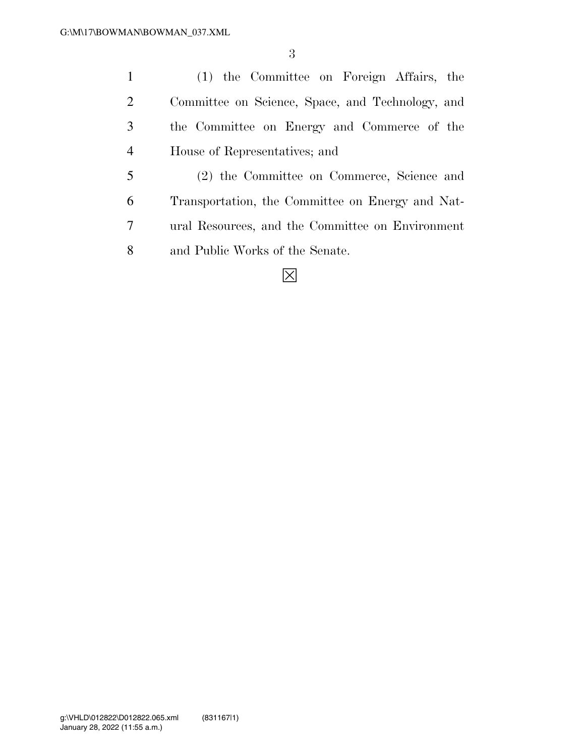(1) the Committee on Foreign Affairs, the Committee on Science, Space, and Technology, and the Committee on Energy and Commerce of the House of Representatives; and

(2) the Committee on Commerce, Science and Transportation, the Committee on Energy and Natural Resources, and the Committee on Environment and Public Works of the Senate.